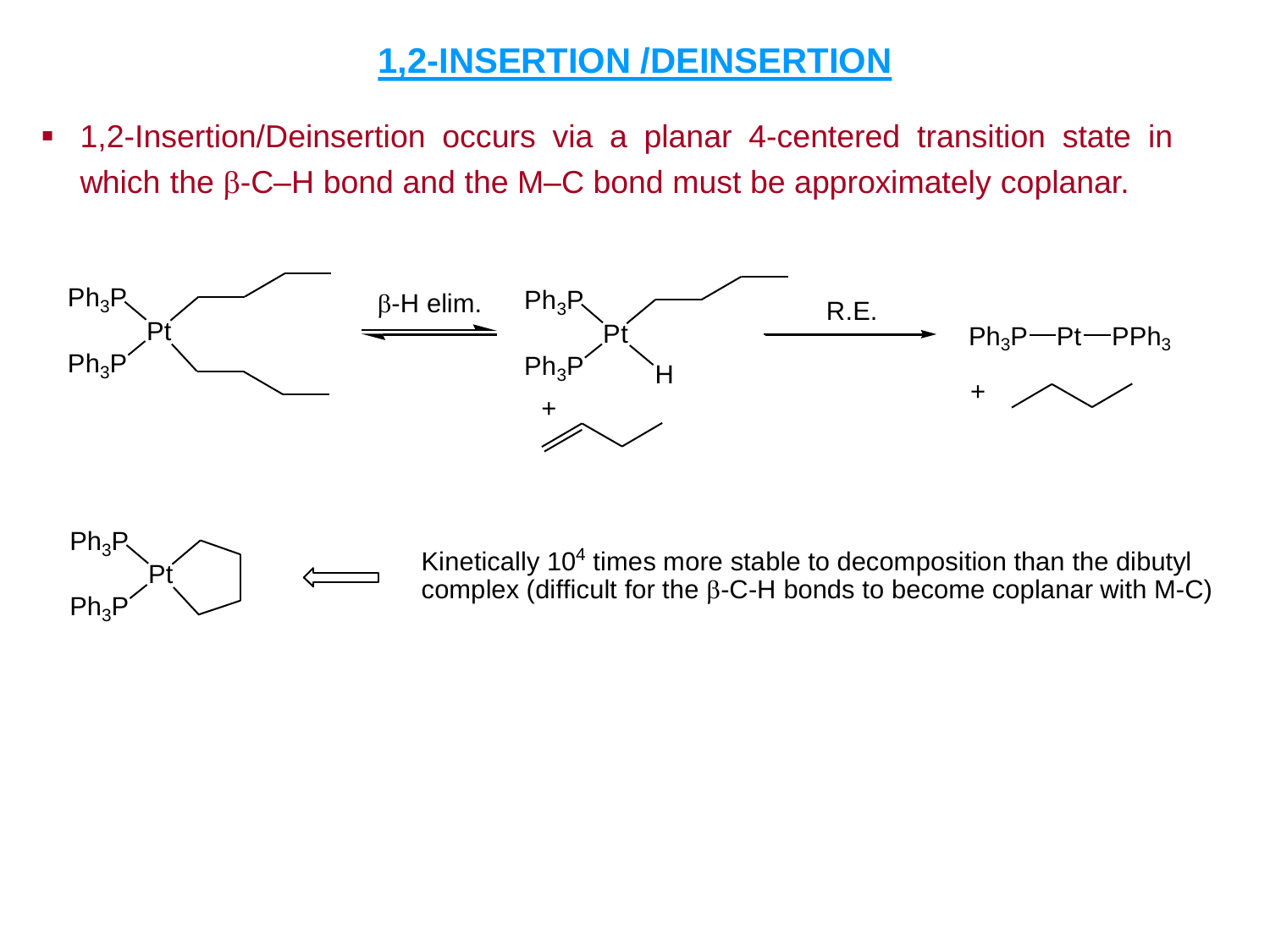# 1,2-INSERTION /DEINSERTION

- 1,2-Insertion/Deinsertion occurs via a planar 4-centered transition state in which the β-C–H bond and the M–C bond must be approximately coplanar.

$(Ph_3P)_2Pt(n\text{-}Bu)_2$ ⇌ (β-H elim.) $(Ph_3P)_2Pt(n\text{-}Bu)(H)$ + 1-butene → (R.E.) $Ph_3P—Pt—PPh_3$ + butane

$(Ph_3P)_2Pt(CH_2)_4$ (platinacyclopentane) ⇐ Kinetically $10^4$ times more stable to decomposition than the dibutyl complex (difficult for the β-C-H bonds to become coplanar with M-C)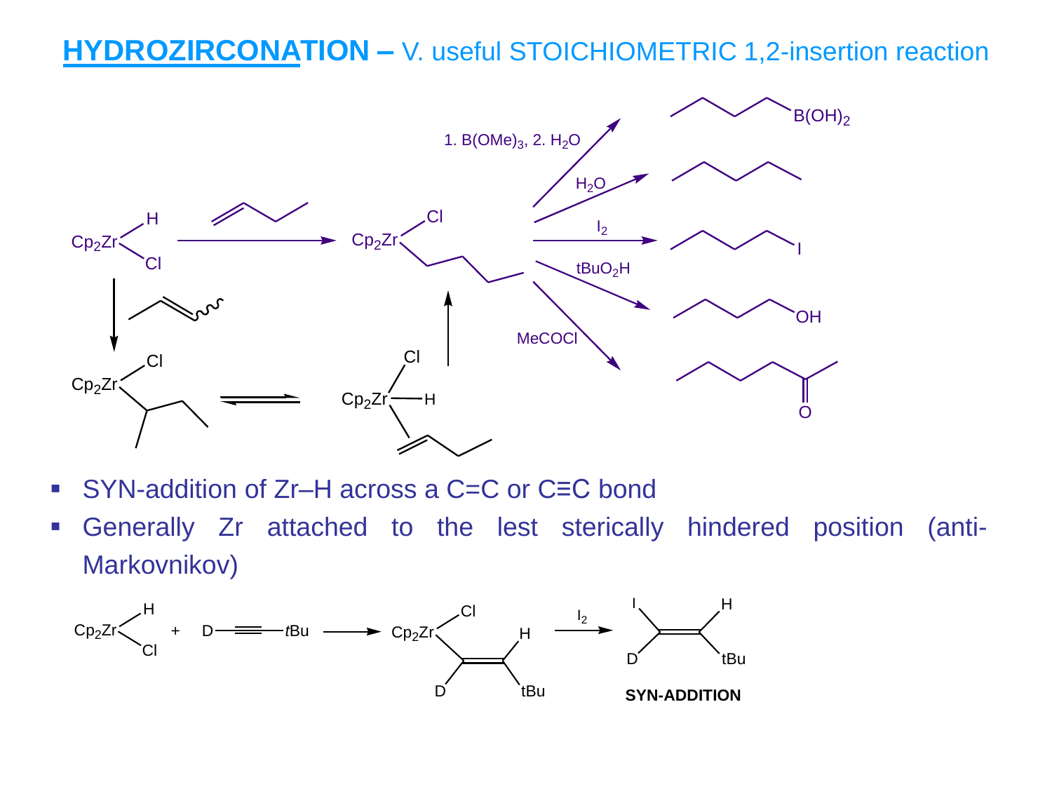# HYDROZIRCONATION – V. useful STOICHIOMETRIC 1,2-insertion reaction

- SYN-addition of Zr–H across a C=C or C≡C bond
- Generally Zr attached to the lest sterically hindered position (anti-Markovnikov)

**SYN-ADDITION**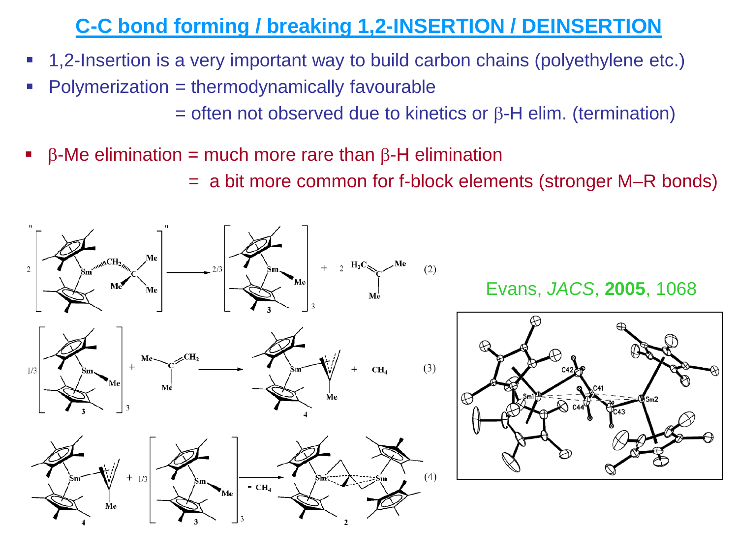# C-C bond forming / breaking 1,2-INSERTION / DEINSERTION

- 1,2-Insertion is a very important way to build carbon chains (polyethylene etc.)
- Polymerization = thermodynamically favourable

  = often not observed due to kinetics or β-H elim. (termination)

- β-Me elimination = much more rare than β-H elimination

  = a bit more common for f-block elements (stronger M–R bonds)

Evans, *JACS*, **2005**, 1068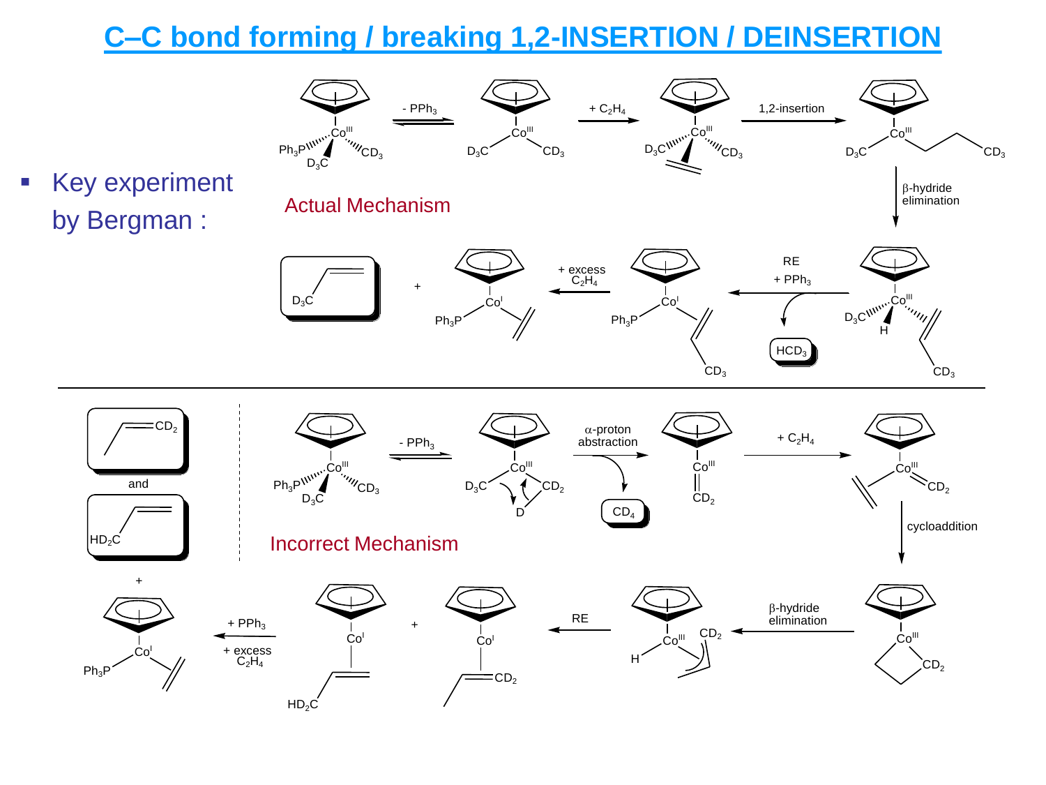# C–C bond forming / breaking 1,2-INSERTION / DEINSERTION

- Key experiment by Bergman :

Actual Mechanism

- $PPh_3$

+ $C_2H_4$

1,2-insertion

$\beta$-hydride elimination

RE

+ $PPh_3$

$HCD_3$

+ excess $C_2H_4$

$Co^{III}$

$Co^{I}$

$Ph_3P$

$D_3C$

$CD_3$

Incorrect Mechanism

- $PPh_3$

$\alpha$-proton abstraction

$CD_4$

+ $C_2H_4$

cycloaddition

$\beta$-hydride elimination

RE

+ $PPh_3$

+ excess $C_2H_4$

$CD_2$

$HD_2C$

and

D

H